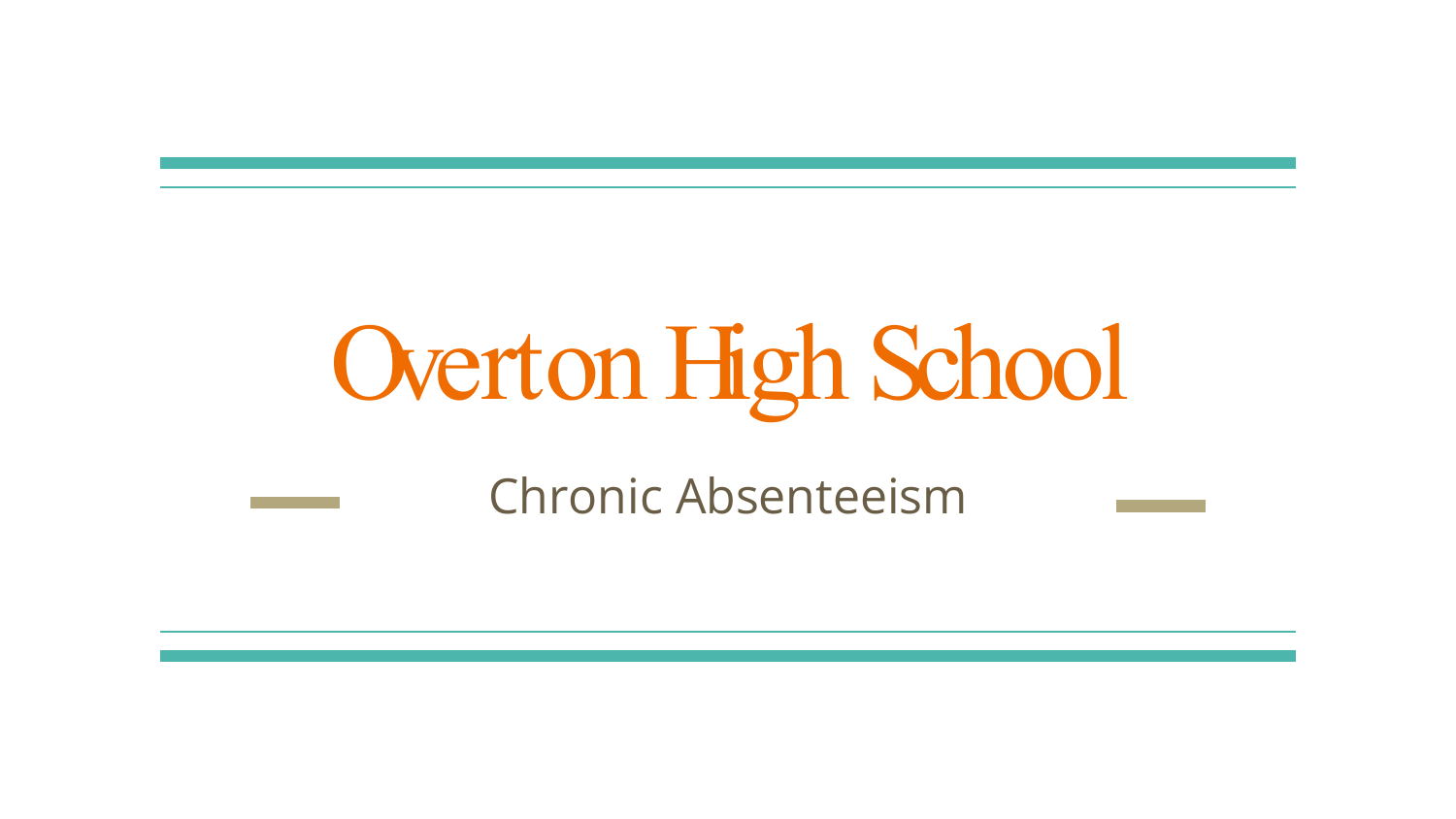# Overton High School

## Chronic Absenteeism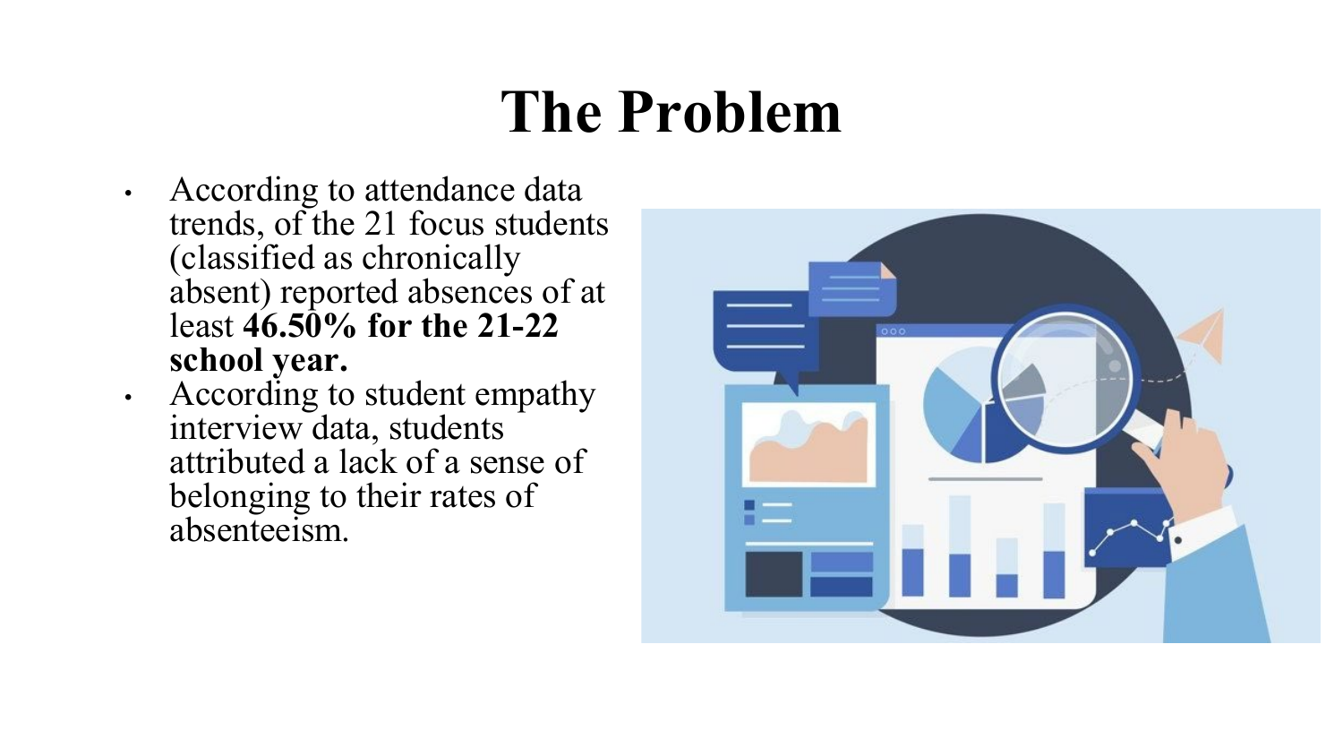# The Problem

- According to attendance data trends, of the 21 focus students (classified as chronically absent) reported absences of at least **46.50% for the 21-22 school year.**
- According to student empathy interview data, students attributed a lack of a sense of belonging to their rates of absenteeism.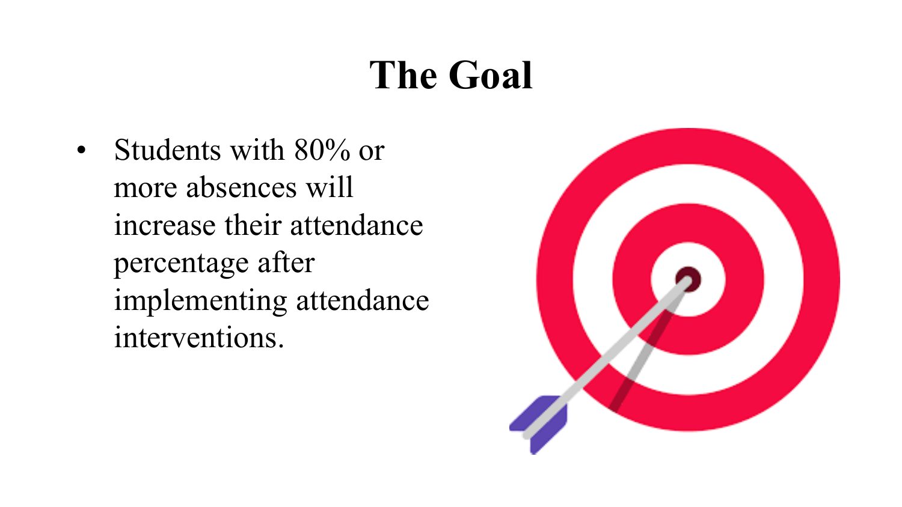# The Goal

- Students with 80% or more absences will increase their attendance percentage after implementing attendance interventions.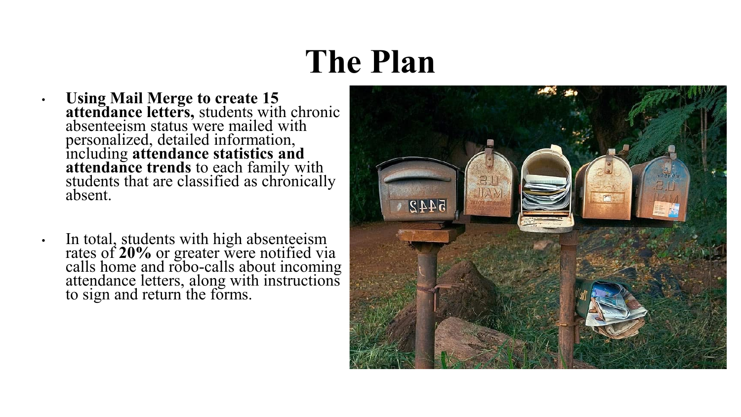# The Plan

- **Using Mail Merge to create 15 attendance letters,** students with chronic absenteeism status were mailed with personalized, detailed information, including **attendance statistics and attendance trends** to each family with students that are classified as chronically absent.

- In total, students with high absenteeism rates of **20%** or greater were notified via calls home and robo-calls about incoming attendance letters, along with instructions to sign and return the forms.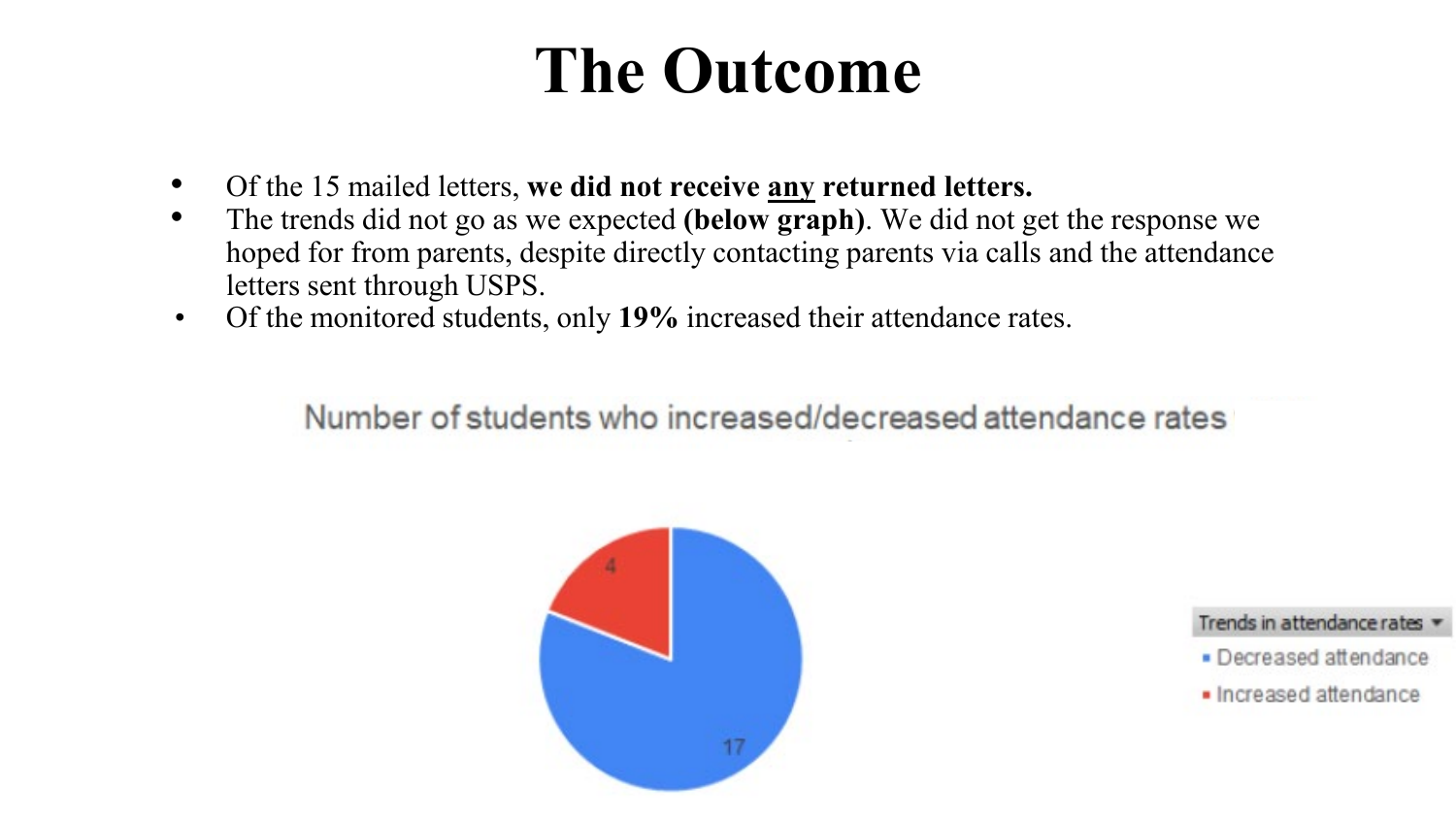# The Outcome

- Of the 15 mailed letters, **we did not receive <u>any</u> returned letters.**
- The trends did not go as we expected **(below graph)**. We did not get the response we hoped for from parents, despite directly contacting parents via calls and the attendance letters sent through USPS.
- Of the monitored students, only **19%** increased their attendance rates.

Number of students who increased/decreased attendance rates

| Trends in attendance rates | Number of students |
| --- | --- |
| Decreased attendance | 17 |
| Increased attendance | 4 |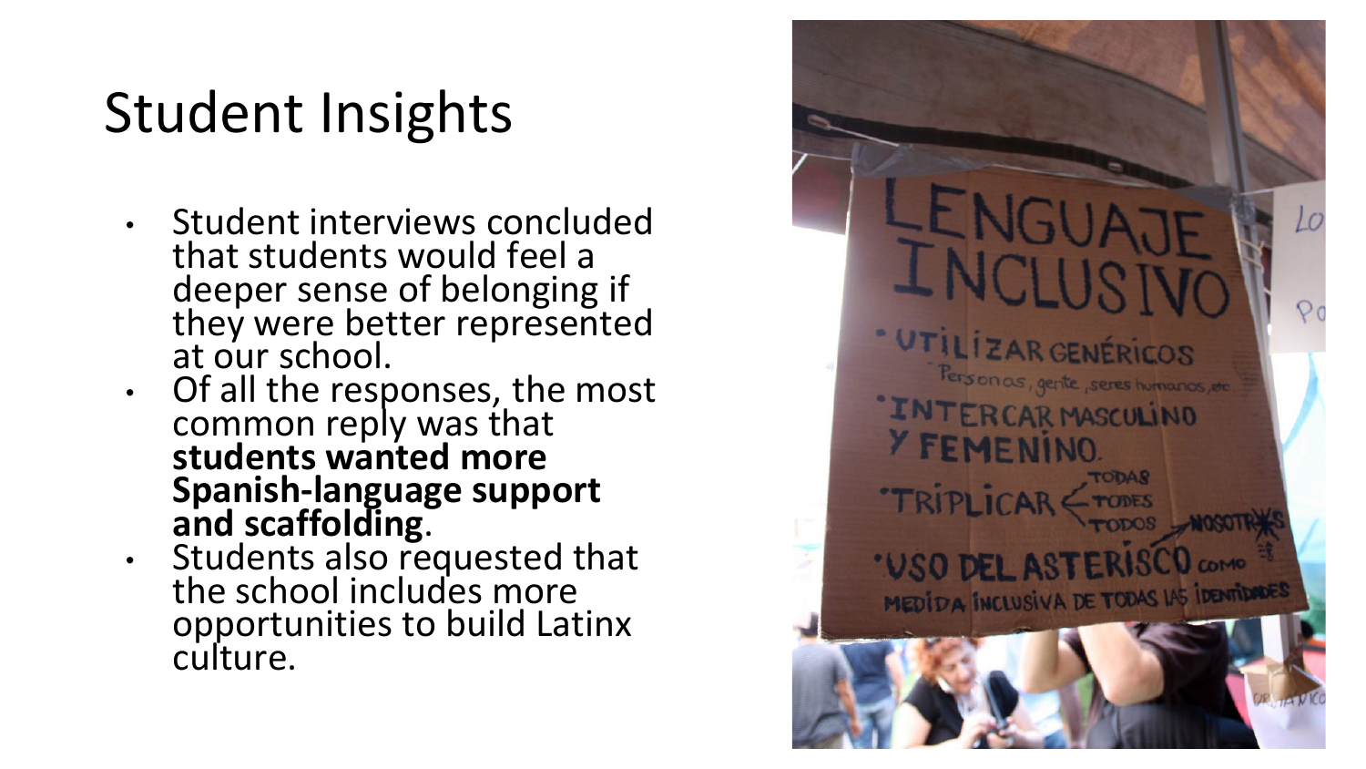# Student Insights

- Student interviews concluded that students would feel a deeper sense of belonging if they were better represented at our school.
- Of all the responses, the most common reply was that **students wanted more Spanish-language support and scaffolding**.
- Students also requested that the school includes more opportunities to build Latinx culture.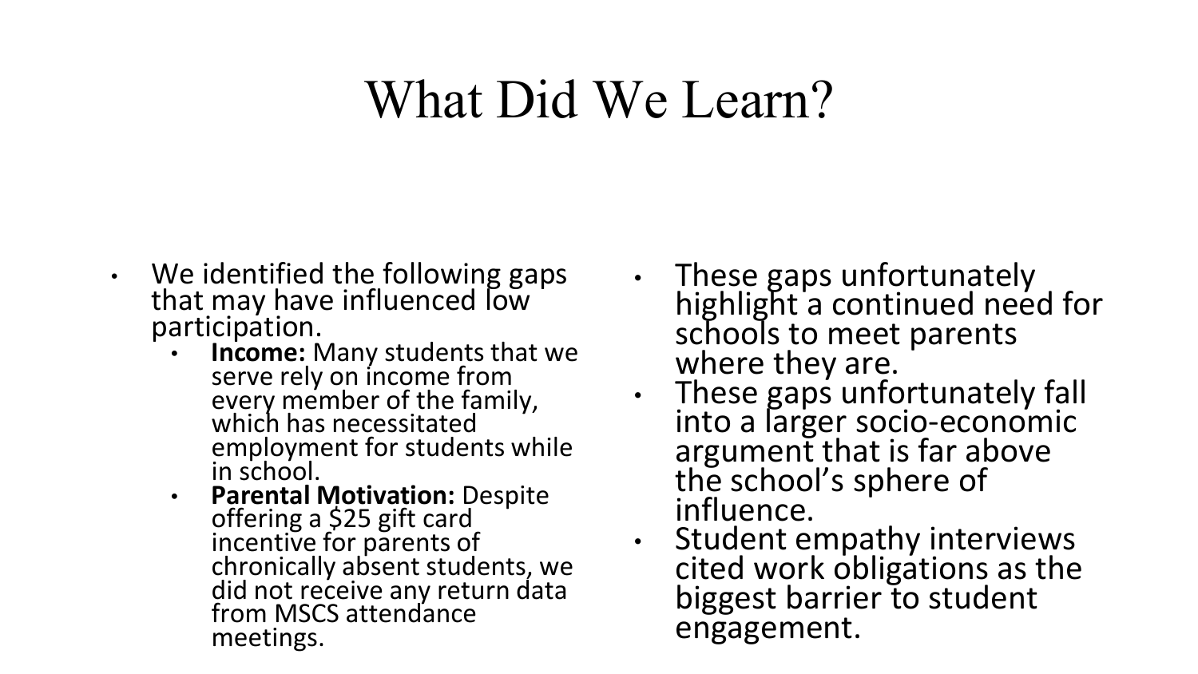# What Did We Learn?

- We identified the following gaps that may have influenced low participation.
  - **Income:** Many students that we serve rely on income from every member of the family, which has necessitated employment for students while in school.
  - **Parental Motivation:** Despite offering a $25 gift card incentive for parents of chronically absent students, we did not receive any return data from MSCS attendance meetings.

- These gaps unfortunately highlight a continued need for schools to meet parents where they are.
- These gaps unfortunately fall into a larger socio-economic argument that is far above the school's sphere of influence.
- Student empathy interviews cited work obligations as the biggest barrier to student engagement.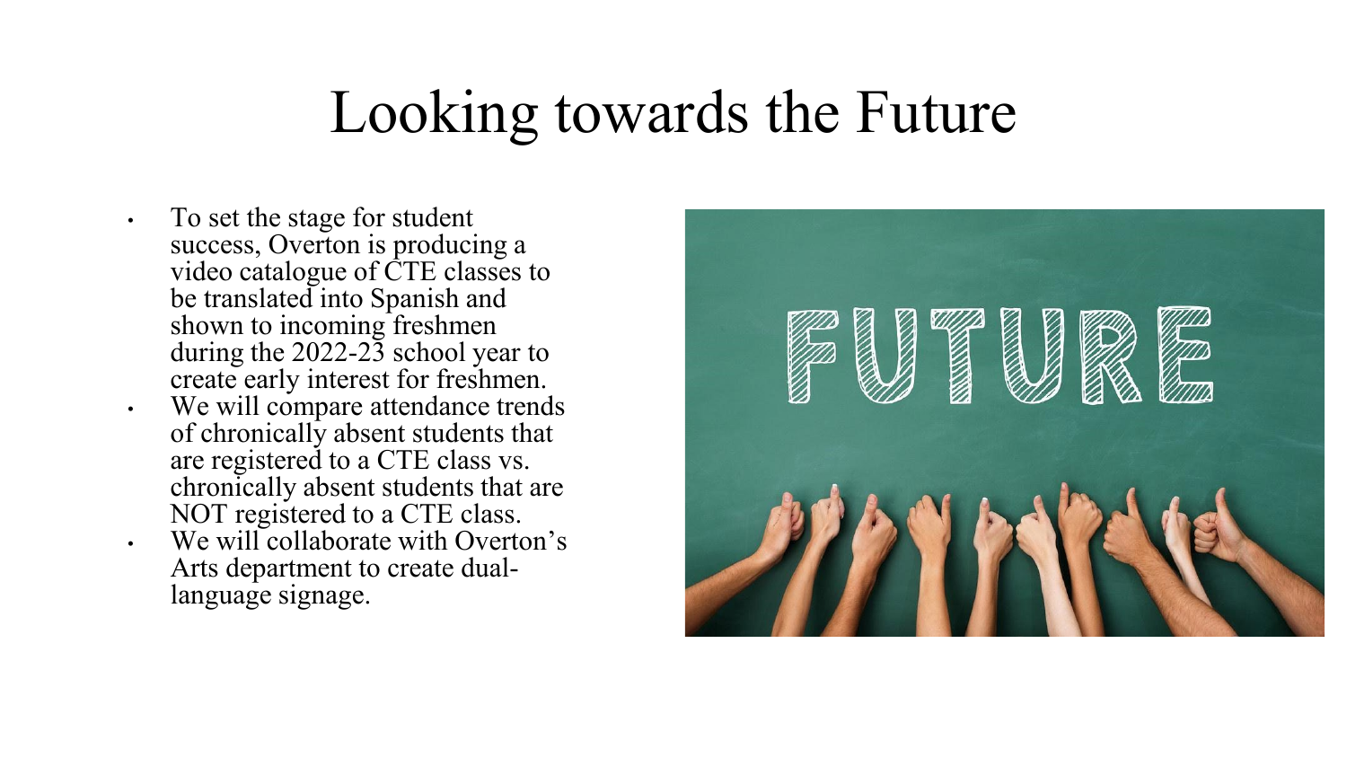# Looking towards the Future

- To set the stage for student success, Overton is producing a video catalogue of CTE classes to be translated into Spanish and shown to incoming freshmen during the 2022-23 school year to create early interest for freshmen.
- We will compare attendance trends of chronically absent students that are registered to a CTE class vs. chronically absent students that are NOT registered to a CTE class.
- We will collaborate with Overton's Arts department to create dual-language signage.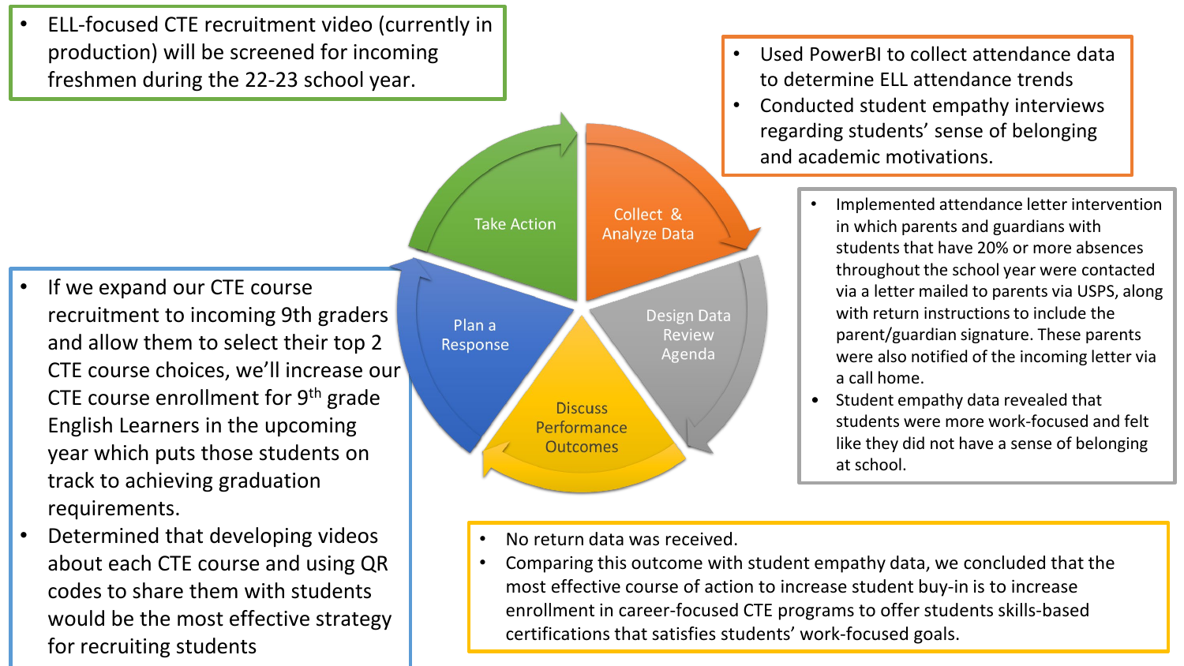- ELL-focused CTE recruitment video (currently in production) will be screened for incoming freshmen during the 22-23 school year.

Take Action

Collect & Analyze Data

Design Data Review Agenda

Discuss Performance Outcomes

Plan a Response

- Used PowerBI to collect attendance data to determine ELL attendance trends
- Conducted student empathy interviews regarding students' sense of belonging and academic motivations.

- Implemented attendance letter intervention in which parents and guardians with students that have 20% or more absences throughout the school year were contacted via a letter mailed to parents via USPS, along with return instructions to include the parent/guardian signature. These parents were also notified of the incoming letter via a call home.
- Student empathy data revealed that students were more work-focused and felt like they did not have a sense of belonging at school.

- No return data was received.
- Comparing this outcome with student empathy data, we concluded that the most effective course of action to increase student buy-in is to increase enrollment in career-focused CTE programs to offer students skills-based certifications that satisfies students' work-focused goals.

- If we expand our CTE course recruitment to incoming 9th graders and allow them to select their top 2 CTE course choices, we'll increase our CTE course enrollment for 9th grade English Learners in the upcoming year which puts those students on track to achieving graduation requirements.
- Determined that developing videos about each CTE course and using QR codes to share them with students would be the most effective strategy for recruiting students